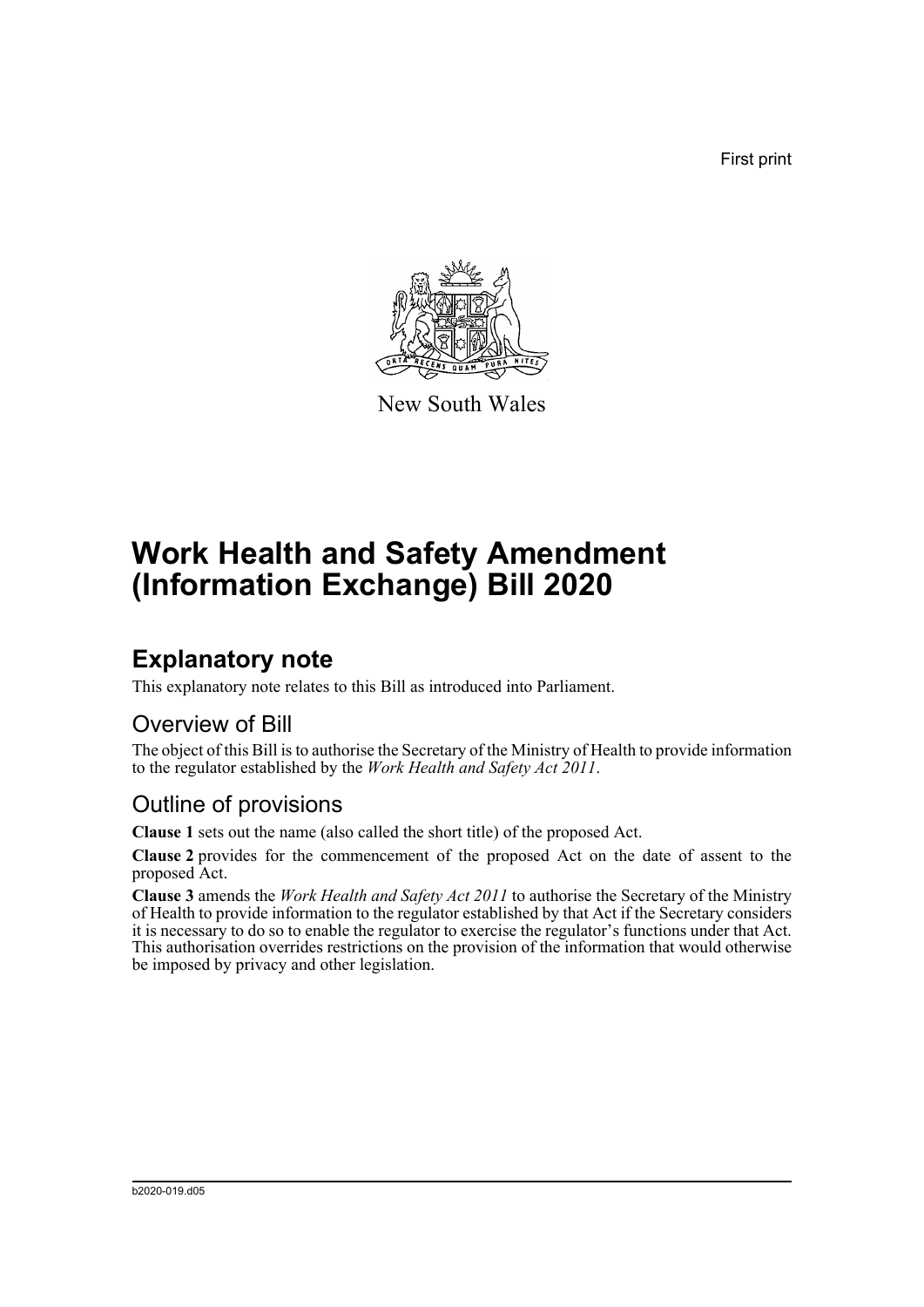First print

New South Wales

# Work Health and Safety Amendment (Information Exchange) Bill 2020

## Explanatory note

This explanatory note relates to this Bill as introduced into Parliament.

### Overview of Bill

The object of this Bill is to authorise the Secretary of the Ministry of Health to provide information to the regulator established by the *Work Health and Safety Act 2011*.

### Outline of provisions

**Clause 1** sets out the name (also called the short title) of the proposed Act.

**Clause 2** provides for the commencement of the proposed Act on the date of assent to the proposed Act.

**Clause 3** amends the *Work Health and Safety Act 2011* to authorise the Secretary of the Ministry of Health to provide information to the regulator established by that Act if the Secretary considers it is necessary to do so to enable the regulator to exercise the regulator's functions under that Act. This authorisation overrides restrictions on the provision of the information that would otherwise be imposed by privacy and other legislation.

b2020-019.d05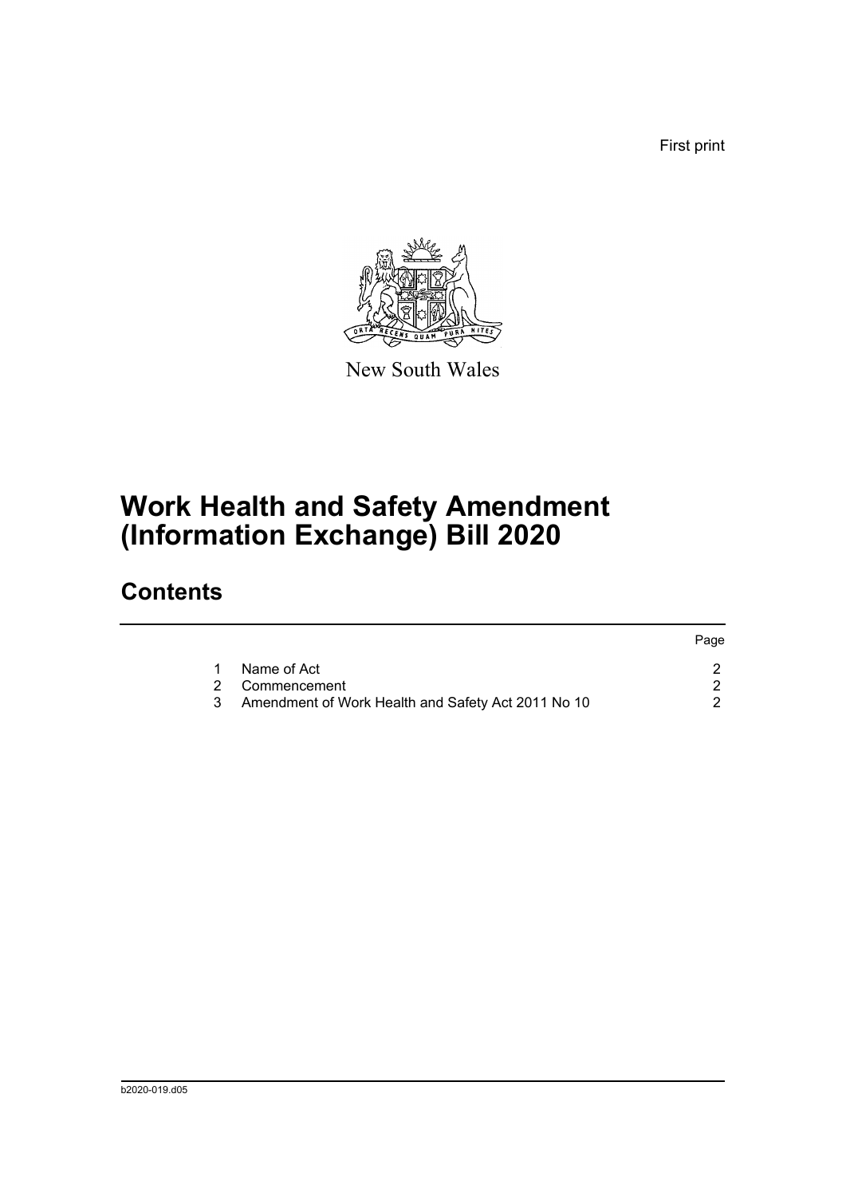First print

New South Wales

# Work Health and Safety Amendment (Information Exchange) Bill 2020

## Contents

| | | Page |
|---|---|---|
| 1 | Name of Act | 2 |
| 2 | Commencement | 2 |
| 3 | Amendment of Work Health and Safety Act 2011 No 10 | 2 |

b2020-019.d05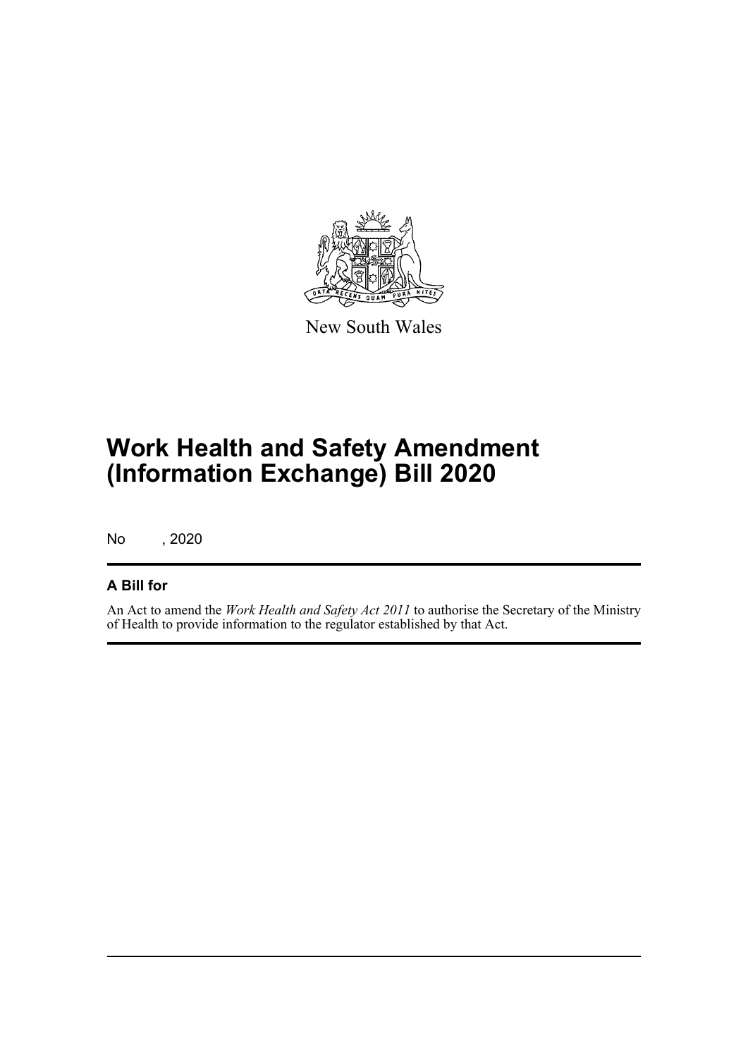New South Wales

# Work Health and Safety Amendment (Information Exchange) Bill 2020

No , 2020

### A Bill for

An Act to amend the *Work Health and Safety Act 2011* to authorise the Secretary of the Ministry of Health to provide information to the regulator established by that Act.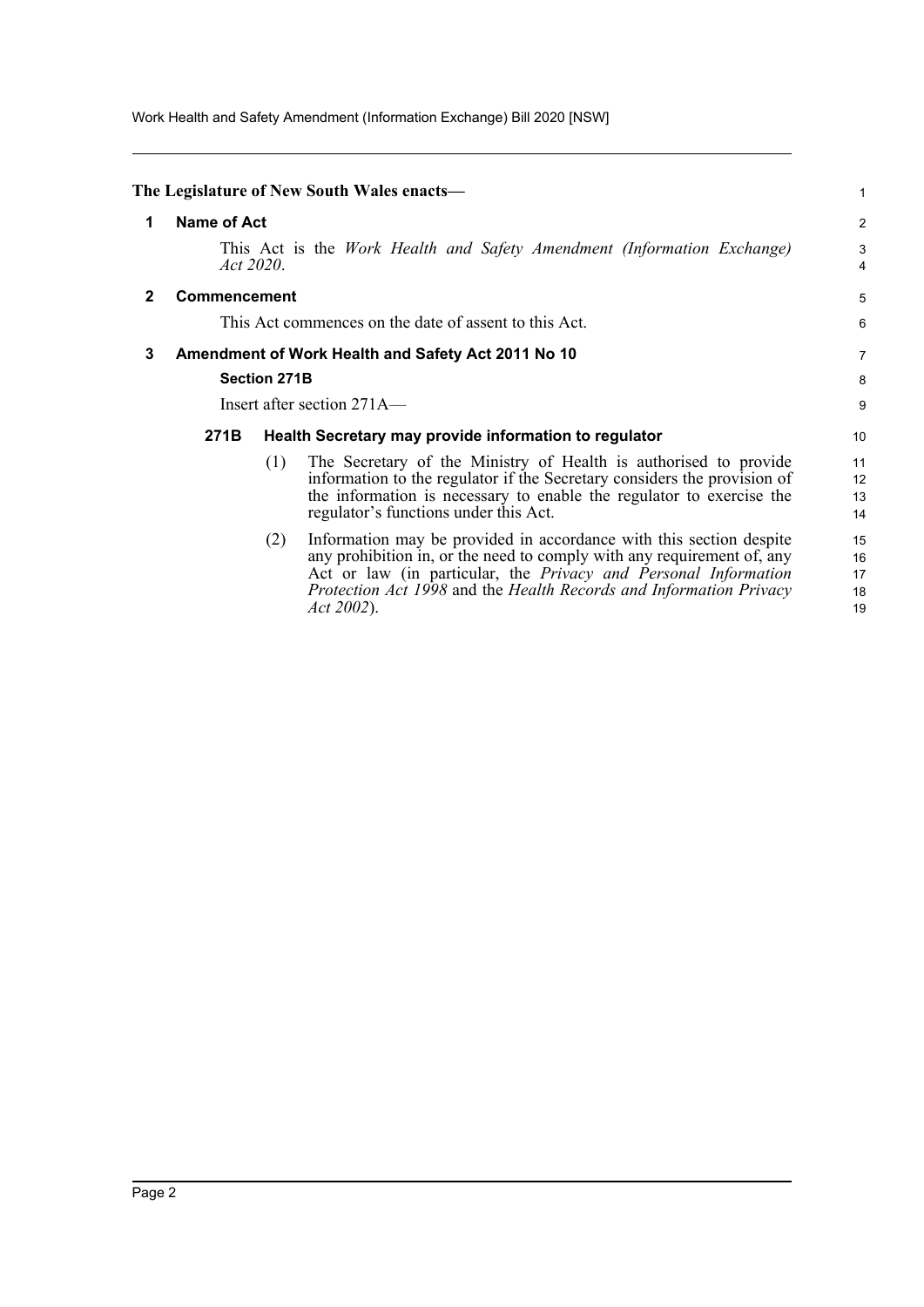**The Legislature of New South Wales enacts—**

## 1 Name of Act

This Act is the *Work Health and Safety Amendment (Information Exchange) Act 2020*.

## 2 Commencement

This Act commences on the date of assent to this Act.

## 3 Amendment of Work Health and Safety Act 2011 No 10

**Section 271B**

Insert after section 271A—

### 271B Health Secretary may provide information to regulator

(1) The Secretary of the Ministry of Health is authorised to provide information to the regulator if the Secretary considers the provision of the information is necessary to enable the regulator to exercise the regulator's functions under this Act.

(2) Information may be provided in accordance with this section despite any prohibition in, or the need to comply with any requirement of, any Act or law (in particular, the *Privacy and Personal Information Protection Act 1998* and the *Health Records and Information Privacy Act 2002*).